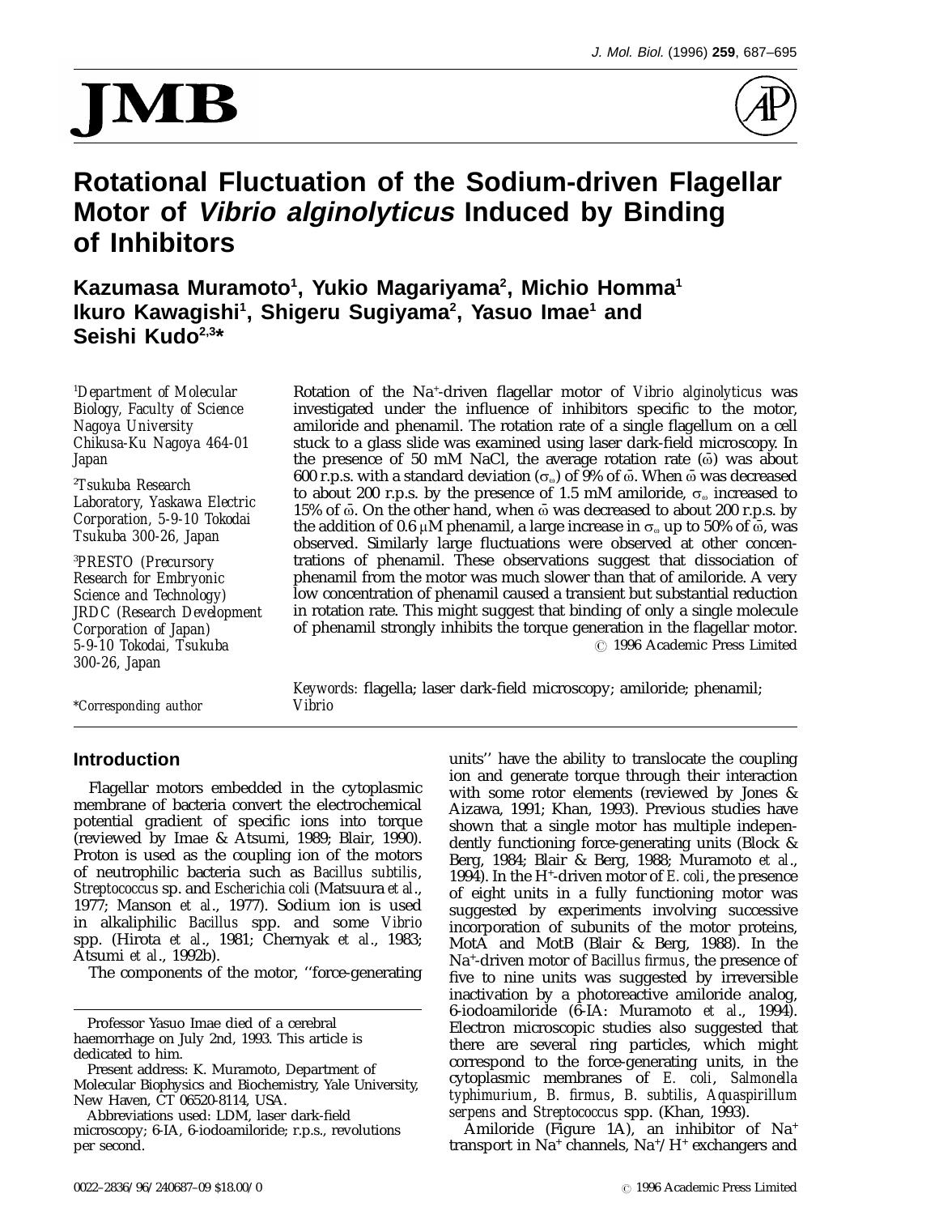# Rotational Fluctuation of the Sodium-driven Flagellar Motor of *Vibrio alginolyticus* Induced by Binding of Inhibitors

**Kazumasa Muramoto[1], Yukio Magariyama[2], Michio Homma[1] Ikuro Kawagishi[1], Shigeru Sugiyama[2], Yasuo Imae[1] and Seishi Kudo[2,3]***

[1]*Department of Molecular Biology, Faculty of Science Nagoya University Chikusa-Ku Nagoya 464-01 Japan*

[2]*Tsukuba Research Laboratory, Yaskawa Electric Corporation, 5-9-10 Tokodai Tsukuba 300-26, Japan*

[3]*PRESTO (Precursory Research for Embryonic Science and Technology) JRDC (Research Development Corporation of Japan) 5-9-10 Tokodai, Tsukuba 300-26, Japan*

*\*Corresponding author*

Rotation of the $Na^+$-driven flagellar motor of *Vibrio alginolyticus* was investigated under the influence of inhibitors specific to the motor, amiloride and phenamil. The rotation rate of a single flagellum on a cell stuck to a glass slide was examined using laser dark-field microscopy. In the presence of 50 mM NaCl, the average rotation rate ($\bar{\omega}$) was about 600 r.p.s. with a standard deviation ($\sigma_\omega$) of 9% of $\bar{\omega}$. When $\bar{\omega}$ was decreased to about 200 r.p.s. by the presence of 1.5 mM amiloride, $\sigma_\omega$ increased to 15% of $\bar{\omega}$. On the other hand, when $\bar{\omega}$ was decreased to about 200 r.p.s. by the addition of 0.6 μM phenamil, a large increase in $\sigma_\omega$ up to 50% of $\bar{\omega}$, was observed. Similarly large fluctuations were observed at other concentrations of phenamil. These observations suggest that dissociation of phenamil from the motor was much slower than that of amiloride. A very low concentration of phenamil caused a transient but substantial reduction in rotation rate. This might suggest that binding of only a single molecule of phenamil strongly inhibits the torque generation in the flagellar motor.

© 1996 Academic Press Limited

*Keywords:* flagella; laser dark-field microscopy; amiloride; phenamil; *Vibrio*

## Introduction

Flagellar motors embedded in the cytoplasmic membrane of bacteria convert the electrochemical potential gradient of specific ions into torque (reviewed by Imae & Atsumi, 1989; Blair, 1990). Proton is used as the coupling ion of the motors of neutrophilic bacteria such as *Bacillus subtilis*, *Streptococcus* sp. and *Escherichia coli* (Matsuura *et al*., 1977; Manson *et al*., 1977). Sodium ion is used in alkaliphilic *Bacillus* spp. and some *Vibrio* spp. (Hirota *et al*., 1981; Chernyak *et al*., 1983; Atsumi *et al*., 1992b).

The components of the motor, ''force-generating units'' have the ability to translocate the coupling ion and generate torque through their interaction with some rotor elements (reviewed by Jones & Aizawa, 1991; Khan, 1993). Previous studies have shown that a single motor has multiple independently functioning force-generating units (Block & Berg, 1984; Blair & Berg, 1988; Muramoto *et al*., 1994). In the $H^+$-driven motor of *E. coli*, the presence of eight units in a fully functioning motor was suggested by experiments involving successive incorporation of subunits of the motor proteins, MotA and MotB (Blair & Berg, 1988). In the $Na^+$-driven motor of *Bacillus firmus*, the presence of five to nine units was suggested by irreversible inactivation by a photoreactive amiloride analog, 6-iodoamiloride (6-IA: Muramoto *et al*., 1994). Electron microscopic studies also suggested that there are several ring particles, which might correspond to the force-generating units, in the cytoplasmic membranes of *E. coli*, *Salmonella typhimurium*, *B. firmus*, *B. subtilis*, *Aquaspirillum serpens* and *Streptococcus* spp. (Khan, 1993).

Amiloride (Figure 1A), an inhibitor of $Na^+$ transport in $Na^+$ channels, $Na^+/H^+$ exchangers and

---

Professor Yasuo Imae died of a cerebral haemorrhage on July 2nd, 1993. This article is dedicated to him.

Present address: K. Muramoto, Department of Molecular Biophysics and Biochemistry, Yale University, New Haven, CT 06520-8114, USA.

Abbreviations used: LDM, laser dark-field microscopy; 6-IA, 6-iodoamiloride; r.p.s., revolutions per second.

0022–2836/96/240687–09 $18.00/0 © 1996 Academic Press Limited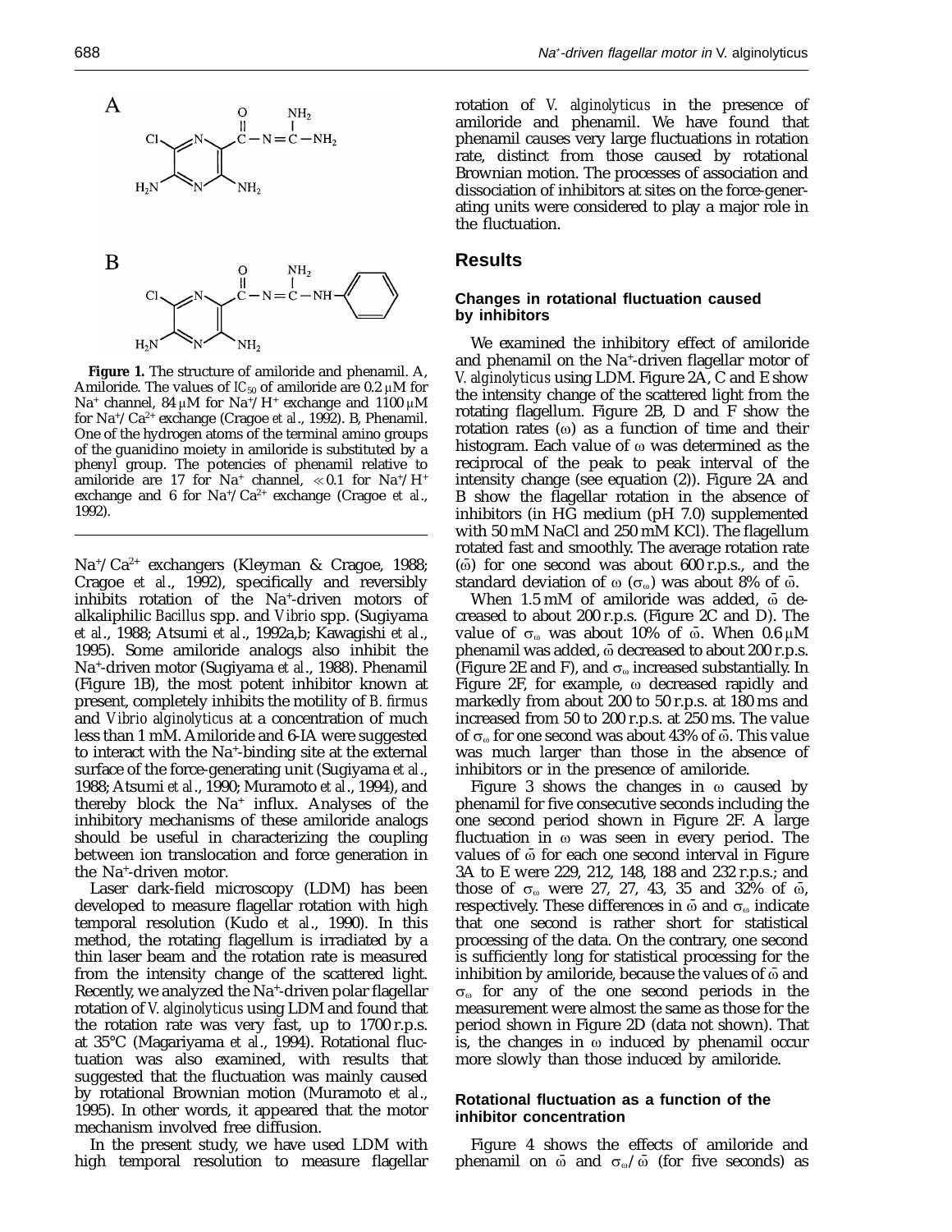**Figure 1.** The structure of amiloride and phenamil. A, Amiloride. The values of $IC_{50}$ of amiloride are 0.2 μM for $Na^+$ channel, 84 μM for $Na^+/H^+$ exchange and 1100 μM for $Na^+/Ca^{2+}$ exchange (Cragoe *et al*., 1992). B, Phenamil. One of the hydrogen atoms of the terminal amino groups of the guanidino moiety in amiloride is substituted by a phenyl group. The potencies of phenamil relative to amiloride are 17 for $Na^+$ channel, ≪0.1 for $Na^+/H^+$ exchange and 6 for $Na^+/Ca^{2+}$ exchange (Cragoe *et al*., 1992).

$Na^+/Ca^{2+}$ exchangers (Kleyman & Cragoe, 1988; Cragoe *et al*., 1992), specifically and reversibly inhibits rotation of the $Na^+$-driven motors of alkaliphilic *Bacillus* spp. and *Vibrio* spp. (Sugiyama *et al*., 1988; Atsumi *et al*., 1992a,b; Kawagishi *et al*., 1995). Some amiloride analogs also inhibit the $Na^+$-driven motor (Sugiyama *et al*., 1988). Phenamil (Figure 1B), the most potent inhibitor known at present, completely inhibits the motility of *B. firmus* and *Vibrio alginolyticus* at a concentration of much less than 1 mM. Amiloride and 6-IA were suggested to interact with the $Na^+$-binding site at the external surface of the force-generating unit (Sugiyama *et al*., 1988; Atsumi *et al*., 1990; Muramoto *et al*., 1994), and thereby block the $Na^+$ influx. Analyses of the inhibitory mechanisms of these amiloride analogs should be useful in characterizing the coupling between ion translocation and force generation in the $Na^+$-driven motor.

Laser dark-field microscopy (LDM) has been developed to measure flagellar rotation with high temporal resolution (Kudo *et al*., 1990). In this method, the rotating flagellum is irradiated by a thin laser beam and the rotation rate is measured from the intensity change of the scattered light. Recently, we analyzed the $Na^+$-driven polar flagellar rotation of *V. alginolyticus* using LDM and found that the rotation rate was very fast, up to 1700 r.p.s. at 35°C (Magariyama *et al*., 1994). Rotational fluctuation was also examined, with results that suggested that the fluctuation was mainly caused by rotational Brownian motion (Muramoto *et al*., 1995). In other words, it appeared that the motor mechanism involved free diffusion.

In the present study, we have used LDM with high temporal resolution to measure flagellar rotation of *V. alginolyticus* in the presence of amiloride and phenamil. We have found that phenamil causes very large fluctuations in rotation rate, distinct from those caused by rotational Brownian motion. The processes of association and dissociation of inhibitors at sites on the force-generating units were considered to play a major role in the fluctuation.

## Results

### Changes in rotational fluctuation caused by inhibitors

We examined the inhibitory effect of amiloride and phenamil on the $Na^+$-driven flagellar motor of *V. alginolyticus* using LDM. Figure 2A, C and E show the intensity change of the scattered light from the rotating flagellum. Figure 2B, D and F show the rotation rates ($\omega$) as a function of time and their histogram. Each value of $\omega$ was determined as the reciprocal of the peak to peak interval of the intensity change (see equation (2)). Figure 2A and B show the flagellar rotation in the absence of inhibitors (in HG medium (pH 7.0) supplemented with 50 mM NaCl and 250 mM KCl). The flagellum rotated fast and smoothly. The average rotation rate ($\bar{\omega}$) for one second was about 600 r.p.s., and the standard deviation of $\omega$ ($\sigma_\omega$) was about 8% of $\bar{\omega}$.

When 1.5 mM of amiloride was added, $\bar{\omega}$ decreased to about 200 r.p.s. (Figure 2C and D). The value of $\sigma_\omega$ was about 10% of $\bar{\omega}$. When 0.6 μM phenamil was added, $\bar{\omega}$ decreased to about 200 r.p.s. (Figure 2E and F), and $\sigma_\omega$ increased substantially. In Figure 2F, for example, $\omega$ decreased rapidly and markedly from about 200 to 50 r.p.s. at 180 ms and increased from 50 to 200 r.p.s. at 250 ms. The value of $\sigma_\omega$ for one second was about 43% of $\bar{\omega}$. This value was much larger than those in the absence of inhibitors or in the presence of amiloride.

Figure 3 shows the changes in $\omega$ caused by phenamil for five consecutive seconds including the one second period shown in Figure 2F. A large fluctuation in $\omega$ was seen in every period. The values of $\bar{\omega}$ for each one second interval in Figure 3A to E were 229, 212, 148, 188 and 232 r.p.s.; and those of $\sigma_\omega$ were 27, 27, 43, 35 and 32% of $\bar{\omega}$, respectively. These differences in $\bar{\omega}$ and $\sigma_\omega$ indicate that one second is rather short for statistical processing of the data. On the contrary, one second is sufficiently long for statistical processing for the inhibition by amiloride, because the values of $\bar{\omega}$ and $\sigma_\omega$ for any of the one second periods in the measurement were almost the same as those for the period shown in Figure 2D (data not shown). That is, the changes in $\omega$ induced by phenamil occur more slowly than those induced by amiloride.

### Rotational fluctuation as a function of the inhibitor concentration

Figure 4 shows the effects of amiloride and phenamil on $\bar{\omega}$ and $\sigma_\omega/\bar{\omega}$ (for five seconds) as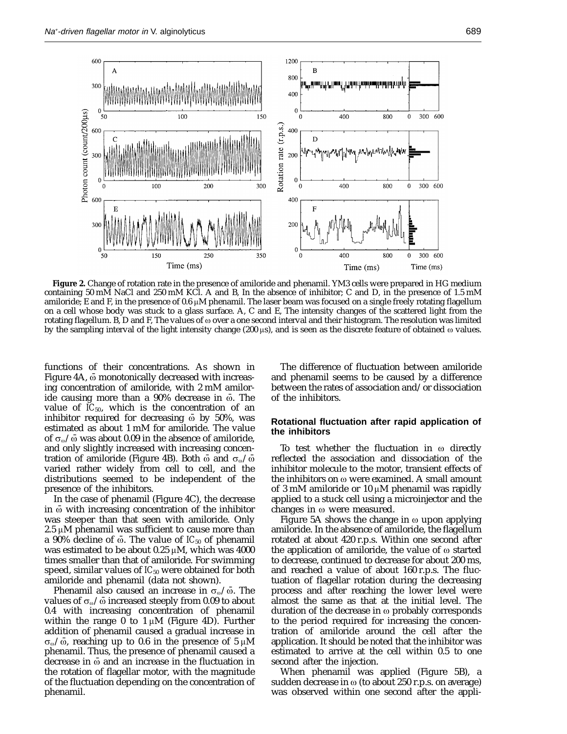**Figure 2.** Change of rotation rate in the presence of amiloride and phenamil. YM3 cells were prepared in HG medium containing 50 mM NaCl and 250 mM KCl. A and B, In the absence of inhibitor; C and D, in the presence of 1.5 mM amiloride; E and F, in the presence of 0.6 μM phenamil. The laser beam was focused on a single freely rotating flagellum on a cell whose body was stuck to a glass surface. A, C and E, The intensity changes of the scattered light from the rotating flagellum. B, D and F, The values of ω over a one second interval and their histogram. The resolution was limited by the sampling interval of the light intensity change (200 μs), and is seen as the discrete feature of obtained ω values.

functions of their concentrations. As shown in Figure 4A, $\bar{\omega}$ monotonically decreased with increasing concentration of amiloride, with 2 mM amiloride causing more than a 90% decrease in $\bar{\omega}$. The value of $IC_{50}$, which is the concentration of an inhibitor required for decreasing $\bar{\omega}$ by 50%, was estimated as about 1 mM for amiloride. The value of $\sigma_\omega/\bar{\omega}$ was about 0.09 in the absence of amiloride, and only slightly increased with increasing concentration of amiloride (Figure 4B). Both $\bar{\omega}$ and $\sigma_\omega/\bar{\omega}$ varied rather widely from cell to cell, and the distributions seemed to be independent of the presence of the inhibitors.

In the case of phenamil (Figure 4C), the decrease in $\bar{\omega}$ with increasing concentration of the inhibitor was steeper than that seen with amiloride. Only 2.5 μM phenamil was sufficient to cause more than a 90% decline of $\bar{\omega}$. The value of $IC_{50}$ of phenamil was estimated to be about 0.25 μM, which was 4000 times smaller than that of amiloride. For swimming speed, similar values of $IC_{50}$ were obtained for both amiloride and phenamil (data not shown).

Phenamil also caused an increase in $\sigma_\omega/\bar{\omega}$. The values of $\sigma_\omega/\bar{\omega}$ increased steeply from 0.09 to about 0.4 with increasing concentration of phenamil within the range 0 to 1 μM (Figure 4D). Further addition of phenamil caused a gradual increase in $\sigma_\omega/\bar{\omega}$, reaching up to 0.6 in the presence of 5 μM phenamil. Thus, the presence of phenamil caused a decrease in $\bar{\omega}$ and an increase in the fluctuation in the rotation of flagellar motor, with the magnitude of the fluctuation depending on the concentration of phenamil.

The difference of fluctuation between amiloride and phenamil seems to be caused by a difference between the rates of association and/or dissociation of the inhibitors.

### Rotational fluctuation after rapid application of the inhibitors

To test whether the fluctuation in ω directly reflected the association and dissociation of the inhibitor molecule to the motor, transient effects of the inhibitors on ω were examined. A small amount of 3 mM amiloride or 10 μM phenamil was rapidly applied to a stuck cell using a microinjector and the changes in ω were measured.

Figure 5A shows the change in ω upon applying amiloride. In the absence of amiloride, the flagellum rotated at about 420 r.p.s. Within one second after the application of amiloride, the value of ω started to decrease, continued to decrease for about 200 ms, and reached a value of about 160 r.p.s. The fluctuation of flagellar rotation during the decreasing process and after reaching the lower level were almost the same as that at the initial level. The duration of the decrease in ω probably corresponds to the period required for increasing the concentration of amiloride around the cell after the application. It should be noted that the inhibitor was estimated to arrive at the cell within 0.5 to one second after the injection.

When phenamil was applied (Figure 5B), a sudden decrease in ω (to about 250 r.p.s. on average) was observed within one second after the appli-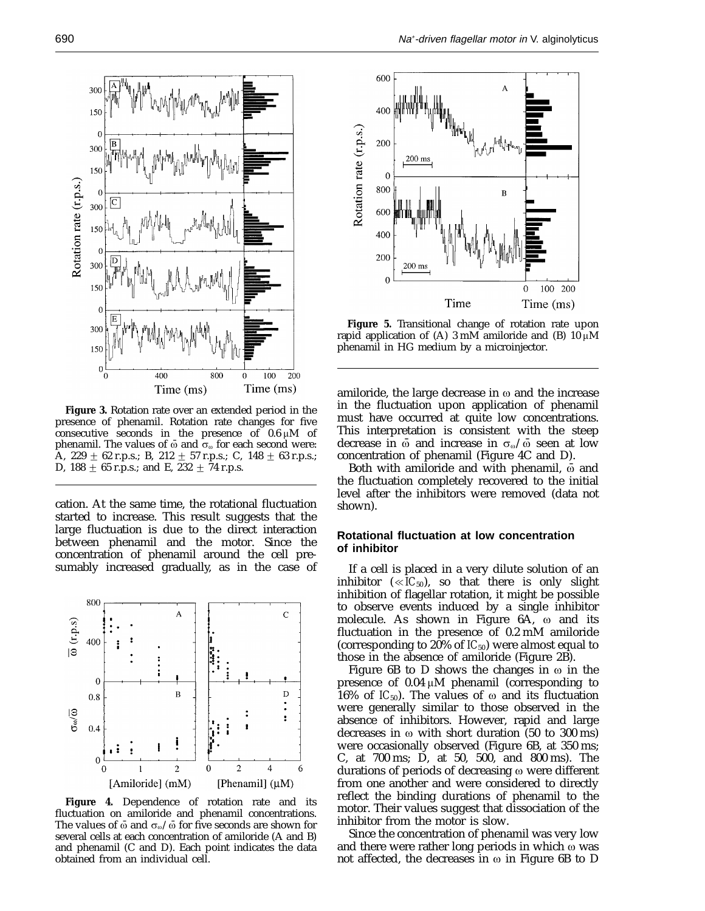**Figure 3.** Rotation rate over an extended period in the presence of phenamil. Rotation rate changes for five consecutive seconds in the presence of 0.6 μM of phenamil. The values of $\bar{\omega}$ and $\sigma_\omega$ for each second were: A, 229 ± 62 r.p.s.; B, 212 ± 57 r.p.s.; C, 148 ± 63 r.p.s.; D, 188 ± 65 r.p.s.; and E, 232 ± 74 r.p.s.

cation. At the same time, the rotational fluctuation started to increase. This result suggests that the large fluctuation is due to the direct interaction between phenamil and the motor. Since the concentration of phenamil around the cell presumably increased gradually, as in the case of amiloride, the large decrease in ω and the increase in the fluctuation upon application of phenamil must have occurred at quite low concentrations. This interpretation is consistent with the steep decrease in $\bar{\omega}$ and increase in $\sigma_\omega/\bar{\omega}$ seen at low concentration of phenamil (Figure 4C and D).

**Figure 4.** Dependence of rotation rate and its fluctuation on amiloride and phenamil concentrations. The values of $\bar{\omega}$ and $\sigma_\omega/\bar{\omega}$ for five seconds are shown for several cells at each concentration of amiloride (A and B) and phenamil (C and D). Each point indicates the data obtained from an individual cell.

**Figure 5.** Transitional change of rotation rate upon rapid application of (A) 3 mM amiloride and (B) 10 μM phenamil in HG medium by a microinjector.

Both with amiloride and with phenamil, $\bar{\omega}$ and the fluctuation completely recovered to the initial level after the inhibitors were removed (data not shown).

### Rotational fluctuation at low concentration of inhibitor

If a cell is placed in a very dilute solution of an inhibitor ($\ll IC_{50}$), so that there is only slight inhibition of flagellar rotation, it might be possible to observe events induced by a single inhibitor molecule. As shown in Figure 6A, ω and its fluctuation in the presence of 0.2 mM amiloride (corresponding to 20% of $IC_{50}$) were almost equal to those in the absence of amiloride (Figure 2B).

Figure 6B to D shows the changes in ω in the presence of 0.04 μM phenamil (corresponding to 16% of $IC_{50}$). The values of ω and its fluctuation were generally similar to those observed in the absence of inhibitors. However, rapid and large decreases in ω with short duration (50 to 300 ms) were occasionally observed (Figure 6B, at 350 ms; C, at 700 ms; D, at 50, 500, and 800 ms). The durations of periods of decreasing ω were different from one another and were considered to directly reflect the binding durations of phenamil to the motor. Their values suggest that dissociation of the inhibitor from the motor is slow.

Since the concentration of phenamil was very low and there were rather long periods in which ω was not affected, the decreases in ω in Figure 6B to D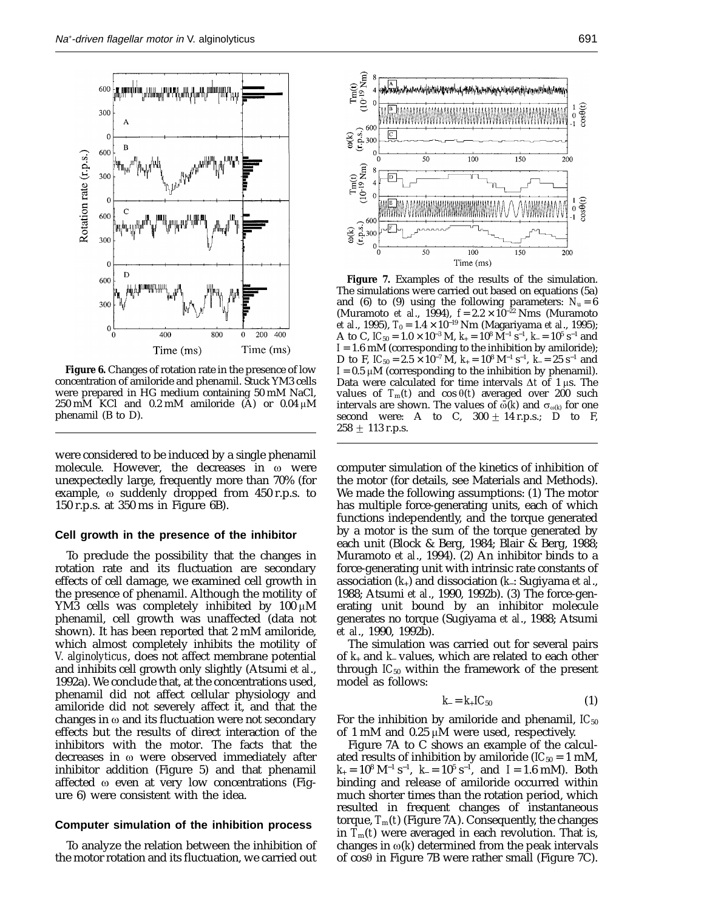**Figure 6.** Changes of rotation rate in the presence of low concentration of amiloride and phenamil. Stuck YM3 cells were prepared in HG medium containing 50 mM NaCl, 250 mM KCl and 0.2 mM amiloride (A) or 0.04 μM phenamil (B to D).

were considered to be induced by a single phenamil molecule. However, the decreases in ω were unexpectedly large, frequently more than 70% (for example, ω suddenly dropped from 450 r.p.s. to 150 r.p.s. at 350 ms in Figure 6B).

### Cell growth in the presence of the inhibitor

To preclude the possibility that the changes in rotation rate and its fluctuation are secondary effects of cell damage, we examined cell growth in the presence of phenamil. Although the motility of YM3 cells was completely inhibited by 100 μM phenamil, cell growth was unaffected (data not shown). It has been reported that 2 mM amiloride, which almost completely inhibits the motility of *V. alginolyticus*, does not affect membrane potential and inhibits cell growth only slightly (Atsumi *et al.*, 1992a). We conclude that, at the concentrations used, phenamil did not affect cellular physiology and amiloride did not severely affect it, and that the changes in ω and its fluctuation were not secondary effects but the results of direct interaction of the inhibitors with the motor. The facts that the decreases in ω were observed immediately after inhibitor addition (Figure 5) and that phenamil affected ω even at very low concentrations (Figure 6) were consistent with the idea.

### Computer simulation of the inhibition process

To analyze the relation between the inhibition of the motor rotation and its fluctuation, we carried out computer simulation of the kinetics of inhibition of the motor (for details, see Materials and Methods). We made the following assumptions: (1) The motor has multiple force-generating units, each of which functions independently, and the torque generated by a motor is the sum of the torque generated by each unit (Block & Berg, 1984; Blair & Berg, 1988; Muramoto *et al.*, 1994). (2) An inhibitor binds to a force-generating unit with intrinsic rate constants of association ($k_+$) and dissociation ($k_-$: Sugiyama *et al.*, 1988; Atsumi *et al.*, 1990, 1992b). (3) The force-generating unit bound by an inhibitor molecule generates no torque (Sugiyama *et al.*, 1988; Atsumi *et al.*, 1990, 1992b).

The simulation was carried out for several pairs of $k_+$ and $k_-$ values, which are related to each other through $IC_{50}$ within the framework of the present model as follows:

$$k_- = k_+ IC_{50} \quad (1)$$

For the inhibition by amiloride and phenamil, $IC_{50}$ of 1 mM and 0.25 μM were used, respectively.

Figure 7A to C shows an example of the calculated results of inhibition by amiloride ($IC_{50} = 1$ mM, $k_+ = 10^8\ \mathrm{M^{-1}\ s^{-1}}$, $k_- = 10^5\ \mathrm{s^{-1}}$, and $I = 1.6$ mM). Both binding and release of amiloride occurred within much shorter times than the rotation period, which resulted in frequent changes of instantaneous torque, $T_m(t)$ (Figure 7A). Consequently, the changes in $T_m(t)$ were averaged in each revolution. That is, changes in $\omega(k)$ determined from the peak intervals of $\cos\theta$ in Figure 7B were rather small (Figure 7C).

**Figure 7.** Examples of the results of the simulation. The simulations were carried out based on equations (5a) and (6) to (9) using the following parameters: $N_u = 6$ (Muramoto *et al.*, 1994), $f = 2.2 \times 10^{-22}$ Nms (Muramoto *et al.*, 1995), $T_0 = 1.4 \times 10^{-19}$ Nm (Magariyama *et al.*, 1995); A to C, $IC_{50} = 1.0 \times 10^{-3}$ M, $k_+ = 10^8\ \mathrm{M^{-1}\ s^{-1}}$, $k_- = 10^5\ \mathrm{s^{-1}}$ and $I = 1.6$ mM (corresponding to the inhibition by amiloride); D to F, $IC_{50} = 2.5 \times 10^{-7}$ M, $k_+ = 10^8\ \mathrm{M^{-1}\ s^{-1}}$, $k_- = 25\ \mathrm{s^{-1}}$ and $I = 0.5$ μM (corresponding to the inhibition by phenamil). Data were calculated for time intervals $\Delta t$ of 1 μs. The values of $T_m(t)$ and $\cos\theta(t)$ averaged over 200 such intervals are shown. The values of $\bar{\omega}(k)$ and $\sigma_{\omega(k)}$ for one second were: A to C, $300 \pm 14$ r.p.s.; D to F, $258 \pm 113$ r.p.s.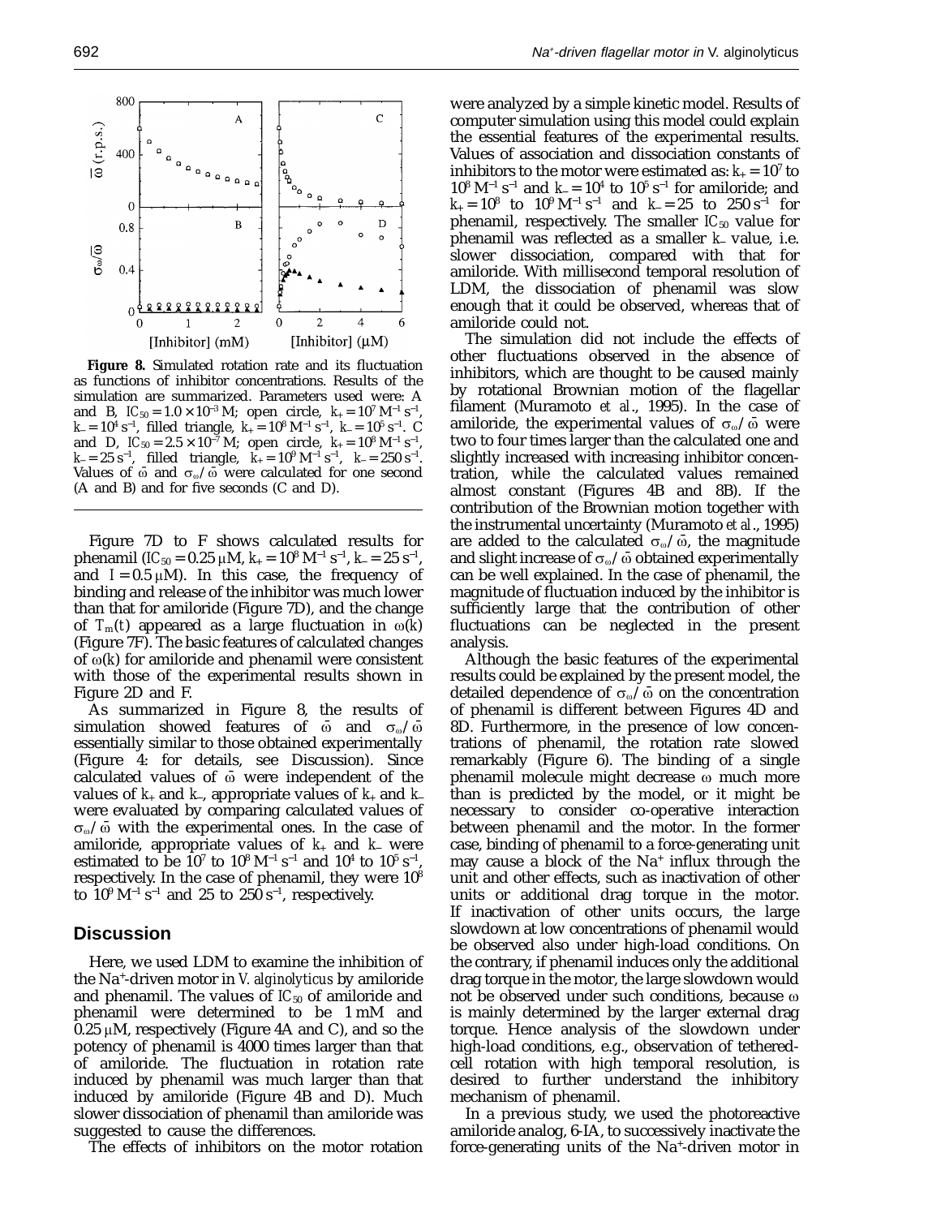**Figure 8.** Simulated rotation rate and its fluctuation as functions of inhibitor concentrations. Results of the simulation are summarized. Parameters used were: A and B, $IC_{50} = 1.0 \times 10^{-3}$ M; open circle, $k_+ = 10^7$ M$^{-1}$ s$^{-1}$, $k_- = 10^4$ s$^{-1}$, filled triangle, $k_+ = 10^8$ M$^{-1}$ s$^{-1}$, $k_- = 10^5$ s$^{-1}$. C and D, $IC_{50} = 2.5 \times 10^{-7}$ M; open circle, $k_+ = 10^8$ M$^{-1}$ s$^{-1}$, $k_- = 25$ s$^{-1}$, filled triangle, $k_+ = 10^9$ M$^{-1}$ s$^{-1}$, $k_- = 250$ s$^{-1}$. Values of $\bar{\omega}$ and $\sigma_\omega/\bar{\omega}$ were calculated for one second (A and B) and for five seconds (C and D).

Figure 7D to F shows calculated results for phenamil ($IC_{50} = 0.25$ μM, $k_+ = 10^8$ M$^{-1}$ s$^{-1}$, $k_- = 25$ s$^{-1}$, and $I = 0.5$ μM). In this case, the frequency of binding and release of the inhibitor was much lower than that for amiloride (Figure 7D), and the change of $T_m(t)$ appeared as a large fluctuation in $\omega(k)$ (Figure 7F). The basic features of calculated changes of $\omega(k)$ for amiloride and phenamil were consistent with those of the experimental results shown in Figure 2D and F.

As summarized in Figure 8, the results of simulation showed features of $\bar{\omega}$ and $\sigma_\omega/\bar{\omega}$ essentially similar to those obtained experimentally (Figure 4: for details, see Discussion). Since calculated values of $\bar{\omega}$ were independent of the values of $k_+$ and $k_-$, appropriate values of $k_+$ and $k_-$ were evaluated by comparing calculated values of $\sigma_\omega/\bar{\omega}$ with the experimental ones. In the case of amiloride, appropriate values of $k_+$ and $k_-$ were estimated to be $10^7$ to $10^8$ M$^{-1}$ s$^{-1}$ and $10^4$ to $10^5$ s$^{-1}$, respectively. In the case of phenamil, they were $10^8$ to $10^9$ M$^{-1}$ s$^{-1}$ and 25 to 250 s$^{-1}$, respectively.

## Discussion

Here, we used LDM to examine the inhibition of the $Na^+$-driven motor in *V. alginolyticus* by amiloride and phenamil. The values of $IC_{50}$ of amiloride and phenamil were determined to be 1 mM and 0.25 μM, respectively (Figure 4A and C), and so the potency of phenamil is 4000 times larger than that of amiloride. The fluctuation in rotation rate induced by phenamil was much larger than that induced by amiloride (Figure 4B and D). Much slower dissociation of phenamil than amiloride was suggested to cause the differences.

The effects of inhibitors on the motor rotation were analyzed by a simple kinetic model. Results of computer simulation using this model could explain the essential features of the experimental results. Values of association and dissociation constants of inhibitors to the motor were estimated as: $k_+ = 10^7$ to $10^8$ M$^{-1}$ s$^{-1}$ and $k_- = 10^4$ to $10^5$ s$^{-1}$ for amiloride; and $k_+ = 10^8$ to $10^9$ M$^{-1}$ s$^{-1}$ and $k_- = 25$ to 250 s$^{-1}$ for phenamil, respectively. The smaller $IC_{50}$ value for phenamil was reflected as a smaller $k_-$ value, i.e. slower dissociation, compared with that for amiloride. With millisecond temporal resolution of LDM, the dissociation of phenamil was slow enough that it could be observed, whereas that of amiloride could not.

The simulation did not include the effects of other fluctuations observed in the absence of inhibitors, which are thought to be caused mainly by rotational Brownian motion of the flagellar filament (Muramoto *et al*., 1995). In the case of amiloride, the experimental values of $\sigma_\omega/\bar{\omega}$ were two to four times larger than the calculated one and slightly increased with increasing inhibitor concentration, while the calculated values remained almost constant (Figures 4B and 8B). If the contribution of the Brownian motion together with the instrumental uncertainty (Muramoto *et al*., 1995) are added to the calculated $\sigma_\omega/\bar{\omega}$, the magnitude and slight increase of $\sigma_\omega/\bar{\omega}$ obtained experimentally can be well explained. In the case of phenamil, the magnitude of fluctuation induced by the inhibitor is sufficiently large that the contribution of other fluctuations can be neglected in the present analysis.

Although the basic features of the experimental results could be explained by the present model, the detailed dependence of $\sigma_\omega/\bar{\omega}$ on the concentration of phenamil is different between Figures 4D and 8D. Furthermore, in the presence of low concentrations of phenamil, the rotation rate slowed remarkably (Figure 6). The binding of a single phenamil molecule might decrease ω much more than is predicted by the model, or it might be necessary to consider co-operative interaction between phenamil and the motor. In the former case, binding of phenamil to a force-generating unit may cause a block of the $Na^+$ influx through the unit and other effects, such as inactivation of other units or additional drag torque in the motor. If inactivation of other units occurs, the large slowdown at low concentrations of phenamil would be observed also under high-load conditions. On the contrary, if phenamil induces only the additional drag torque in the motor, the large slowdown would not be observed under such conditions, because ω is mainly determined by the larger external drag torque. Hence analysis of the slowdown under high-load conditions, e.g., observation of tethered-cell rotation with high temporal resolution, is desired to further understand the inhibitory mechanism of phenamil.

In a previous study, we used the photoreactive amiloride analog, 6-IA, to successively inactivate the force-generating units of the $Na^+$-driven motor in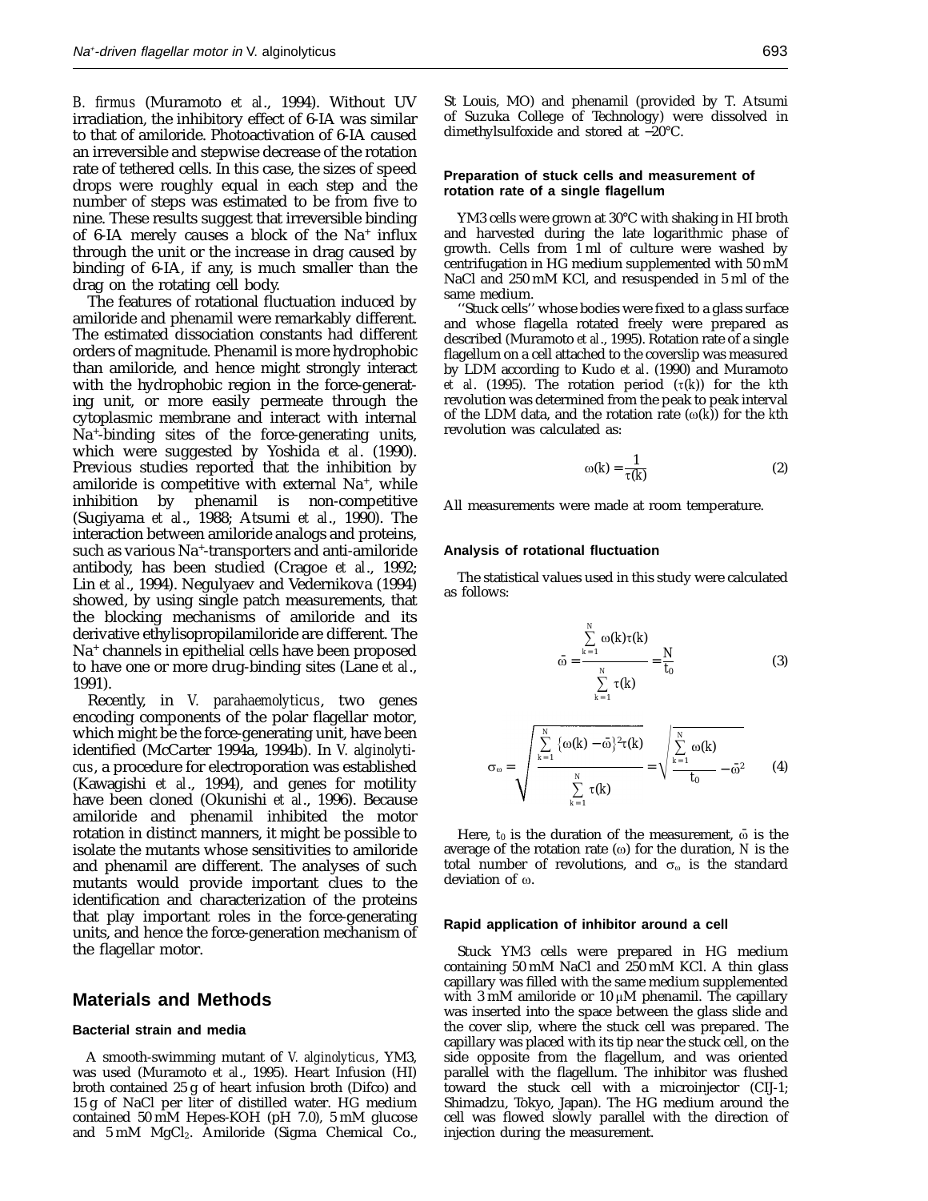*B. firmus* (Muramoto *et al*., 1994). Without UV irradiation, the inhibitory effect of 6-IA was similar to that of amiloride. Photoactivation of 6-IA caused an irreversible and stepwise decrease of the rotation rate of tethered cells. In this case, the sizes of speed drops were roughly equal in each step and the number of steps was estimated to be from five to nine. These results suggest that irreversible binding of 6-IA merely causes a block of the $Na^+$ influx through the unit or the increase in drag caused by binding of 6-IA, if any, is much smaller than the drag on the rotating cell body.

The features of rotational fluctuation induced by amiloride and phenamil were remarkably different. The estimated dissociation constants had different orders of magnitude. Phenamil is more hydrophobic than amiloride, and hence might strongly interact with the hydrophobic region in the force-generating unit, or more easily permeate through the cytoplasmic membrane and interact with internal $Na^+$-binding sites of the force-generating units, which were suggested by Yoshida *et al*. (1990). Previous studies reported that the inhibition by amiloride is competitive with external $Na^+$, while inhibition by phenamil is non-competitive (Sugiyama *et al*., 1988; Atsumi *et al*., 1990). The interaction between amiloride analogs and proteins, such as various $Na^+$-transporters and anti-amiloride antibody, has been studied (Cragoe *et al*., 1992; Lin *et al*., 1994). Negulyaev and Vedernikova (1994) showed, by using single patch measurements, that the blocking mechanisms of amiloride and its derivative ethylisopropilamiloride are different. The $Na^+$ channels in epithelial cells have been proposed to have one or more drug-binding sites (Lane *et al*., 1991).

Recently, in *V. parahaemolyticus*, two genes encoding components of the polar flagellar motor, which might be the force-generating unit, have been identified (McCarter 1994a, 1994b). In *V. alginolyticus*, a procedure for electroporation was established (Kawagishi *et al*., 1994), and genes for motility have been cloned (Okunishi *et al*., 1996). Because amiloride and phenamil inhibited the motor rotation in distinct manners, it might be possible to isolate the mutants whose sensitivities to amiloride and phenamil are different. The analyses of such mutants would provide important clues to the identification and characterization of the proteins that play important roles in the force-generating units, and hence the force-generation mechanism of the flagellar motor.

## Materials and Methods

### Bacterial strain and media

A smooth-swimming mutant of *V. alginolyticus*, YM3, was used (Muramoto *et al*., 1995). Heart Infusion (HI) broth contained 25 g of heart infusion broth (Difco) and 15 g of NaCl per liter of distilled water. HG medium contained 50 mM Hepes-KOH (pH 7.0), 5 mM glucose and 5 mM $MgCl_2$. Amiloride (Sigma Chemical Co., St Louis, MO) and phenamil (provided by T. Atsumi of Suzuka College of Technology) were dissolved in dimethylsulfoxide and stored at −20°C.

### Preparation of stuck cells and measurement of rotation rate of a single flagellum

YM3 cells were grown at 30°C with shaking in HI broth and harvested during the late logarithmic phase of growth. Cells from 1 ml of culture were washed by centrifugation in HG medium supplemented with 50 mM NaCl and 250 mM KCl, and resuspended in 5 ml of the same medium.

"Stuck cells" whose bodies were fixed to a glass surface and whose flagella rotated freely were prepared as described (Muramoto *et al*., 1995). Rotation rate of a single flagellum on a cell attached to the coverslip was measured by LDM according to Kudo *et al*. (1990) and Muramoto *et al*. (1995). The rotation period ($\tau(k)$) for the $k$th revolution was determined from the peak to peak interval of the LDM data, and the rotation rate ($\omega(k)$) for the $k$th revolution was calculated as:

$$\omega(k) = \frac{1}{\tau(k)} \tag{2}$$

All measurements were made at room temperature.

### Analysis of rotational fluctuation

The statistical values used in this study were calculated as follows:

$$\bar{\omega} = \frac{\sum_{k=1}^{N} \omega(k)\tau(k)}{\sum_{k=1}^{N} \tau(k)} = \frac{N}{t_0} \tag{3}$$

$$\sigma_\omega = \sqrt{\frac{\sum_{k=1}^{N} \{\omega(k) - \bar{\omega}\}^2 \tau(k)}{\sum_{k=1}^{N} \tau(k)}} = \sqrt{\frac{\sum_{k=1}^{N} \omega(k)}{t_0} - \bar{\omega}^2} \tag{4}$$

Here, $t_0$ is the duration of the measurement, $\bar{\omega}$ is the average of the rotation rate ($\omega$) for the duration, $N$ is the total number of revolutions, and $\sigma_\omega$ is the standard deviation of $\omega$.

### Rapid application of inhibitor around a cell

Stuck YM3 cells were prepared in HG medium containing 50 mM NaCl and 250 mM KCl. A thin glass capillary was filled with the same medium supplemented with 3 mM amiloride or 10 μM phenamil. The capillary was inserted into the space between the glass slide and the cover slip, where the stuck cell was prepared. The capillary was placed with its tip near the stuck cell, on the side opposite from the flagellum, and was oriented parallel with the flagellum. The inhibitor was flushed toward the stuck cell with a microinjector (CIJ-1; Shimadzu, Tokyo, Japan). The HG medium around the cell was flowed slowly parallel with the direction of injection during the measurement.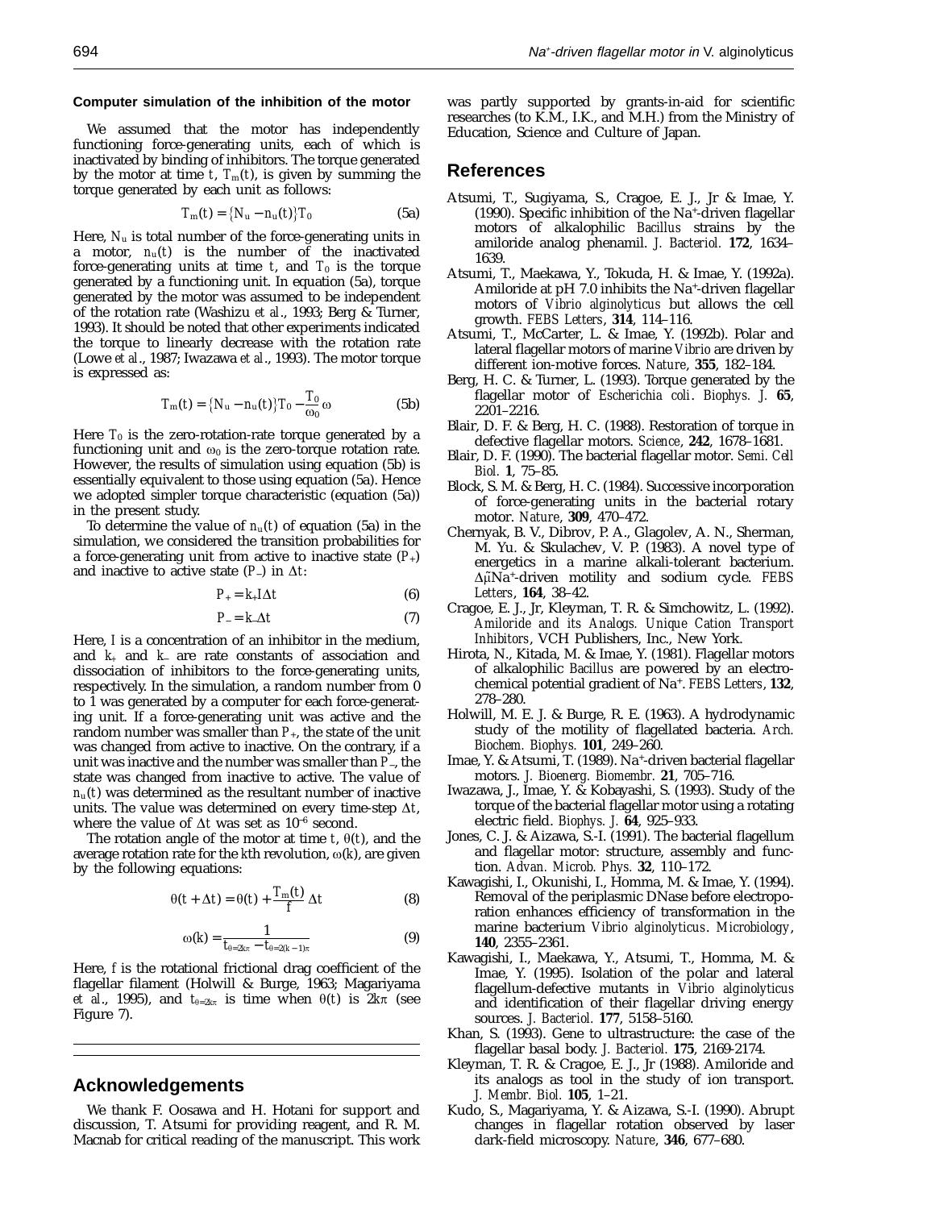### Computer simulation of the inhibition of the motor

We assumed that the motor has independently functioning force-generating units, each of which is inactivated by binding of inhibitors. The torque generated by the motor at time $t$, $T_m(t)$, is given by summing the torque generated by each unit as follows:

$$T_m(t) = \{N_u - n_u(t)\}T_0 \tag{5a}$$

Here, $N_u$ is total number of the force-generating units in a motor, $n_u(t)$ is the number of the inactivated force-generating units at time $t$, and $T_0$ is the torque generated by a functioning unit. In equation (5a), torque generated by the motor was assumed to be independent of the rotation rate (Washizu *et al.*, 1993; Berg & Turner, 1993). It should be noted that other experiments indicated the torque to linearly decrease with the rotation rate (Lowe *et al.*, 1987; Iwazawa *et al.*, 1993). The motor torque is expressed as:

$$T_m(t) = \{N_u - n_u(t)\}T_0 - \frac{T_0}{\omega_0}\omega \tag{5b}$$

Here $T_0$ is the zero-rotation-rate torque generated by a functioning unit and $\omega_0$ is the zero-torque rotation rate. However, the results of simulation using equation (5b) is essentially equivalent to those using equation (5a). Hence we adopted simpler torque characteristic (equation (5a)) in the present study.

To determine the value of $n_u(t)$ of equation (5a) in the simulation, we considered the transition probabilities for a force-generating unit from active to inactive state ($P_+$) and inactive to active state ($P_-$) in $\Delta t$:

$$P_+ = k_+ I \Delta t \tag{6}$$

$$P_- = k_- \Delta t \tag{7}$$

Here, $I$ is a concentration of an inhibitor in the medium, and $k_+$ and $k_-$ are rate constants of association and dissociation of inhibitors to the force-generating units, respectively. In the simulation, a random number from 0 to 1 was generated by a computer for each force-generating unit. If a force-generating unit was active and the random number was smaller than $P_+$, the state of the unit was changed from active to inactive. On the contrary, if a unit was inactive and the number was smaller than $P_-$, the state was changed from inactive to active. The value of $n_u(t)$ was determined as the resultant number of inactive units. The value was determined on every time-step $\Delta t$, where the value of $\Delta t$ was set as $10^{-6}$ second.

The rotation angle of the motor at time $t$, $\theta(t)$, and the average rotation rate for the $k$th revolution, $\omega(k)$, are given by the following equations:

$$\theta(t + \Delta t) = \theta(t) + \frac{T_m(t)}{f}\Delta t \tag{8}$$

$$\omega(k) = \frac{1}{t_{\theta=2k\pi} - t_{\theta=2(k-1)\pi}} \tag{9}$$

Here, $f$ is the rotational frictional drag coefficient of the flagellar filament (Holwill & Burge, 1963; Magariyama *et al.*, 1995), and $t_{\theta=2k\pi}$ is time when $\theta(t)$ is $2k\pi$ (see Figure 7).

## Acknowledgements

We thank F. Oosawa and H. Hotani for support and discussion, T. Atsumi for providing reagent, and R. M. Macnab for critical reading of the manuscript. This work was partly supported by grants-in-aid for scientific researches (to K.M., I.K., and M.H.) from the Ministry of Education, Science and Culture of Japan.

## References

Atsumi, T., Sugiyama, S., Cragoe, E. J., Jr & Imae, Y. (1990). Specific inhibition of the $Na^+$-driven flagellar motors of alkalophilic *Bacillus* strains by the amiloride analog phenamil. *J. Bacteriol.* **172**, 1634–1639.

Atsumi, T., Maekawa, Y., Tokuda, H. & Imae, Y. (1992a). Amiloride at pH 7.0 inhibits the $Na^+$-driven flagellar motors of *Vibrio alginolyticus* but allows the cell growth. *FEBS Letters*, **314**, 114–116.

Atsumi, T., McCarter, L. & Imae, Y. (1992b). Polar and lateral flagellar motors of marine *Vibrio* are driven by different ion-motive forces. *Nature*, **355**, 182–184.

Berg, H. C. & Turner, L. (1993). Torque generated by the flagellar motor of *Escherichia coli*. *Biophys. J.* **65**, 2201–2216.

Blair, D. F. & Berg, H. C. (1988). Restoration of torque in defective flagellar motors. *Science*, **242**, 1678–1681.

Blair, D. F. (1990). The bacterial flagellar motor. *Semi. Cell Biol.* **1**, 75–85.

Block, S. M. & Berg, H. C. (1984). Successive incorporation of force-generating units in the bacterial rotary motor. *Nature*, **309**, 470–472.

Chernyak, B. V., Dibrov, P. A., Glagolev, A. N., Sherman, M. Yu. & Skulachev, V. P. (1983). A novel type of energetics in a marine alkali-tolerant bacterium. $\Delta\tilde{\mu}Na^+$-driven motility and sodium cycle. *FEBS Letters*, **164**, 38–42.

Cragoe, E. J., Jr, Kleyman, T. R. & Simchowitz, L. (1992). *Amiloride and its Analogs. Unique Cation Transport Inhibitors*, VCH Publishers, Inc., New York.

Hirota, N., Kitada, M. & Imae, Y. (1981). Flagellar motors of alkalophilic *Bacillus* are powered by an electrochemical potential gradient of $Na^+$. *FEBS Letters*, **132**, 278–280.

Holwill, M. E. J. & Burge, R. E. (1963). A hydrodynamic study of the motility of flagellated bacteria. *Arch. Biochem. Biophys.* **101**, 249–260.

Imae, Y. & Atsumi, T. (1989). $Na^+$-driven bacterial flagellar motors. *J. Bioenerg. Biomembr.* **21**, 705–716.

Iwazawa, J., Imae, Y. & Kobayashi, S. (1993). Study of the torque of the bacterial flagellar motor using a rotating electric field. *Biophys. J.* **64**, 925–933.

Jones, C. J. & Aizawa, S.-I. (1991). The bacterial flagellum and flagellar motor: structure, assembly and function. *Advan. Microb. Phys.* **32**, 110–172.

Kawagishi, I., Okunishi, I., Homma, M. & Imae, Y. (1994). Removal of the periplasmic DNase before electroporation enhances efficiency of transformation in the marine bacterium *Vibrio alginolyticus*. *Microbiology*, **140**, 2355–2361.

Kawagishi, I., Maekawa, Y., Atsumi, T., Homma, M. & Imae, Y. (1995). Isolation of the polar and lateral flagellum-defective mutants in *Vibrio alginolyticus* and identification of their flagellar driving energy sources. *J. Bacteriol.* **177**, 5158–5160.

Khan, S. (1993). Gene to ultrastructure: the case of the flagellar basal body. *J. Bacteriol.* **175**, 2169-2174.

Kleyman, T. R. & Cragoe, E. J., Jr (1988). Amiloride and its analogs as tool in the study of ion transport. *J. Membr. Biol.* **105**, 1–21.

Kudo, S., Magariyama, Y. & Aizawa, S.-I. (1990). Abrupt changes in flagellar rotation observed by laser dark-field microscopy. *Nature*, **346**, 677–680.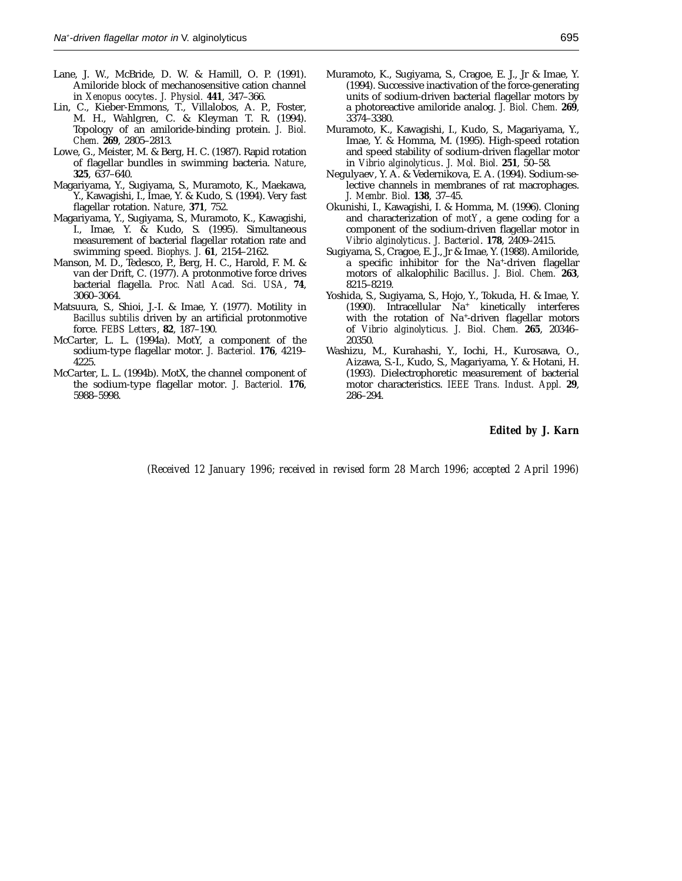Lane, J. W., McBride, D. W. & Hamill, O. P. (1991). Amiloride block of mechanosensitive cation channel in *Xenopus oocytes*. *J. Physiol.* **441**, 347–366.

Lin, C., Kieber-Emmons, T., Villalobos, A. P., Foster, M. H., Wahlgren, C. & Kleyman T. R. (1994). Topology of an amiloride-binding protein. *J. Biol. Chem.* **269**, 2805–2813.

Lowe, G., Meister, M. & Berg, H. C. (1987). Rapid rotation of flagellar bundles in swimming bacteria. *Nature*, **325**, 637–640.

Magariyama, Y., Sugiyama, S., Muramoto, K., Maekawa, Y., Kawagishi, I., Imae, Y. & Kudo, S. (1994). Very fast flagellar rotation. *Nature*, **371**, 752.

Magariyama, Y., Sugiyama, S., Muramoto, K., Kawagishi, I., Imae, Y. & Kudo, S. (1995). Simultaneous measurement of bacterial flagellar rotation rate and swimming speed. *Biophys. J.* **61**, 2154–2162.

Manson, M. D., Tedesco, P., Berg, H. C., Harold, F. M. & van der Drift, C. (1977). A protonmotive force drives bacterial flagella. *Proc. Natl Acad. Sci. USA*, **74**, 3060–3064.

Matsuura, S., Shioi, J.-I. & Imae, Y. (1977). Motility in *Bacillus subtilis* driven by an artificial protonmotive force. *FEBS Letters*, **82**, 187–190.

McCarter, L. L. (1994a). MotY, a component of the sodium-type flagellar motor. *J. Bacteriol.* **176**, 4219–4225.

McCarter, L. L. (1994b). MotX, the channel component of the sodium-type flagellar motor. *J. Bacteriol.* **176**, 5988–5998.

Muramoto, K., Sugiyama, S., Cragoe, E. J., Jr & Imae, Y. (1994). Successive inactivation of the force-generating units of sodium-driven bacterial flagellar motors by a photoreactive amiloride analog. *J. Biol. Chem.* **269**, 3374–3380.

Muramoto, K., Kawagishi, I., Kudo, S., Magariyama, Y., Imae, Y. & Homma, M. (1995). High-speed rotation and speed stability of sodium-driven flagellar motor in *Vibrio alginolyticus*. *J. Mol. Biol.* **251**, 50–58.

Negulyaev, Y. A. & Vedernikova, E. A. (1994). Sodium-selective channels in membranes of rat macrophages. *J. Membr. Biol.* **138**, 37–45.

Okunishi, I., Kawagishi, I. & Homma, M. (1996). Cloning and characterization of *motY*, a gene coding for a component of the sodium-driven flagellar motor in *Vibrio alginolyticus*. *J. Bacteriol*. **178**, 2409–2415.

Sugiyama, S., Cragoe, E. J., Jr & Imae, Y. (1988). Amiloride, a specific inhibitor for the $Na^{+}$-driven flagellar motors of alkalophilic *Bacillus*. *J. Biol. Chem.* **263**, 8215–8219.

Yoshida, S., Sugiyama, S., Hojo, Y., Tokuda, H. & Imae, Y. (1990). Intracellular $Na^{+}$ kinetically interferes with the rotation of $Na^{+}$-driven flagellar motors of *Vibrio alginolyticus*. *J. Biol. Chem.* **265**, 20346–20350.

Washizu, M., Kurahashi, Y., Iochi, H., Kurosawa, O., Aizawa, S.-I., Kudo, S., Magariyama, Y. & Hotani, H. (1993). Dielectrophoretic measurement of bacterial motor characteristics. *IEEE Trans. Indust. Appl.* **29**, 286–294.

***Edited by J. Karn***

*(Received 12 January 1996; received in revised form 28 March 1996; accepted 2 April 1996)*